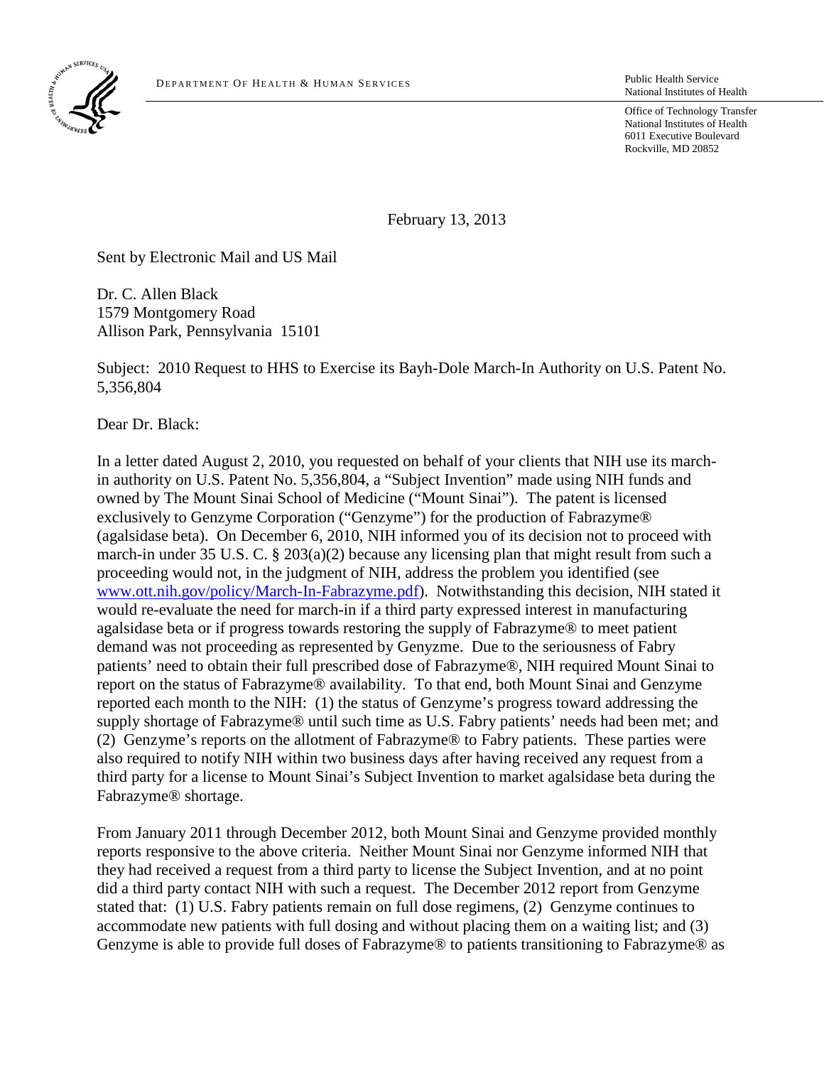DEPARTMENT OF HEALTH & HUMAN SERVICES

Public Health Service
National Institutes of Health

Office of Technology Transfer
National Institutes of Health
6011 Executive Boulevard
Rockville, MD 20852

February 13, 2013

Sent by Electronic Mail and US Mail

Dr. C. Allen Black
1579 Montgomery Road
Allison Park, Pennsylvania 15101

Subject: 2010 Request to HHS to Exercise its Bayh-Dole March-In Authority on U.S. Patent No. 5,356,804

Dear Dr. Black:

In a letter dated August 2, 2010, you requested on behalf of your clients that NIH use its march-in authority on U.S. Patent No. 5,356,804, a "Subject Invention" made using NIH funds and owned by The Mount Sinai School of Medicine ("Mount Sinai"). The patent is licensed exclusively to Genzyme Corporation ("Genzyme") for the production of Fabrazyme® (agalsidase beta). On December 6, 2010, NIH informed you of its decision not to proceed with march-in under 35 U.S. C. § 203(a)(2) because any licensing plan that might result from such a proceeding would not, in the judgment of NIH, address the problem you identified (see [www.ott.nih.gov/policy/March-In-Fabrazyme.pdf](www.ott.nih.gov/policy/March-In-Fabrazyme.pdf)). Notwithstanding this decision, NIH stated it would re-evaluate the need for march-in if a third party expressed interest in manufacturing agalsidase beta or if progress towards restoring the supply of Fabrazyme® to meet patient demand was not proceeding as represented by Genyzme. Due to the seriousness of Fabry patients' need to obtain their full prescribed dose of Fabrazyme®, NIH required Mount Sinai to report on the status of Fabrazyme® availability. To that end, both Mount Sinai and Genzyme reported each month to the NIH: (1) the status of Genzyme's progress toward addressing the supply shortage of Fabrazyme® until such time as U.S. Fabry patients' needs had been met; and (2) Genzyme's reports on the allotment of Fabrazyme® to Fabry patients. These parties were also required to notify NIH within two business days after having received any request from a third party for a license to Mount Sinai's Subject Invention to market agalsidase beta during the Fabrazyme® shortage.

From January 2011 through December 2012, both Mount Sinai and Genzyme provided monthly reports responsive to the above criteria. Neither Mount Sinai nor Genzyme informed NIH that they had received a request from a third party to license the Subject Invention, and at no point did a third party contact NIH with such a request. The December 2012 report from Genzyme stated that: (1) U.S. Fabry patients remain on full dose regimens, (2) Genzyme continues to accommodate new patients with full dosing and without placing them on a waiting list; and (3) Genzyme is able to provide full doses of Fabrazyme® to patients transitioning to Fabrazyme® as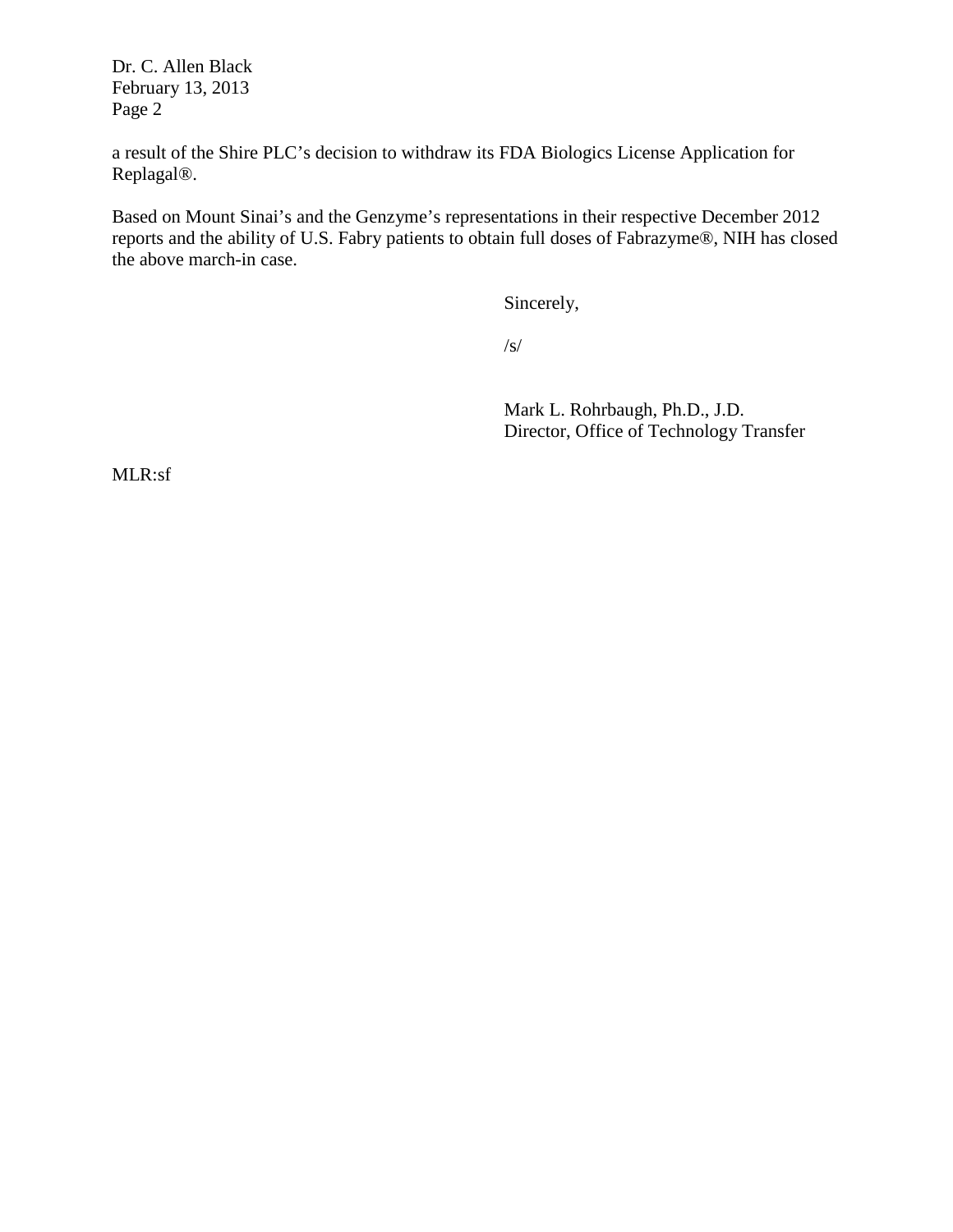a result of the Shire PLC's decision to withdraw its FDA Biologics License Application for Replagal®.

Based on Mount Sinai's and the Genzyme's representations in their respective December 2012 reports and the ability of U.S. Fabry patients to obtain full doses of Fabrazyme®, NIH has closed the above march-in case.

Sincerely,

/s/

Mark L. Rohrbaugh, Ph.D., J.D.
Director, Office of Technology Transfer

MLR:sf